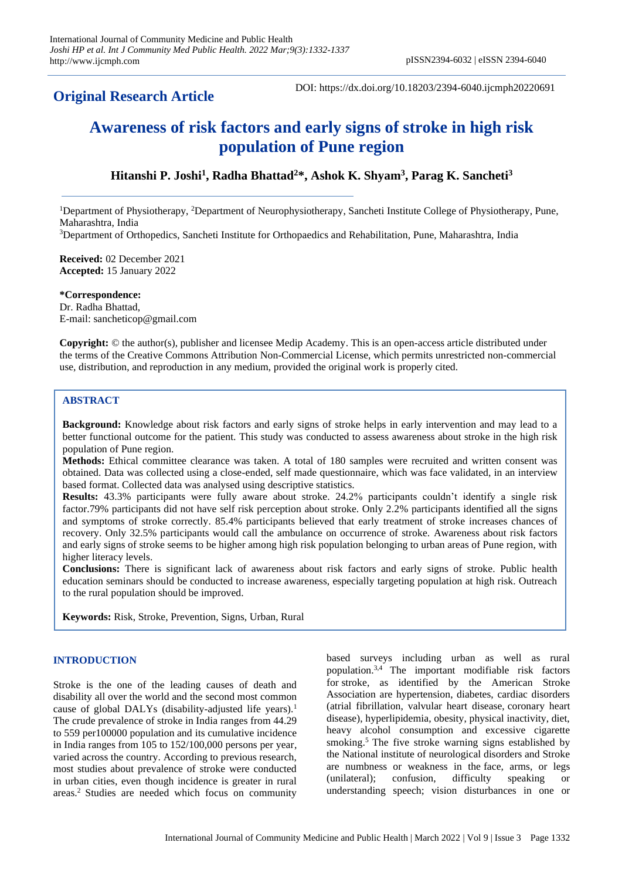**Original Research Article**

DOI: https://dx.doi.org/10.18203/2394-6040.ijcmph20220691

# Awareness of risk factors and early signs of stroke in high risk population of Pune region

**Hitanshi P. Joshi[1], Radha Bhattad[2]\*, Ashok K. Shyam[3], Parag K. Sancheti[3]**

[1]Department of Physiotherapy, [2]Department of Neurophysiotherapy, Sancheti Institute College of Physiotherapy, Pune, Maharashtra, India

[3]Department of Orthopedics, Sancheti Institute for Orthopaedics and Rehabilitation, Pune, Maharashtra, India

**Received:** 02 December 2021
**Accepted:** 15 January 2022

**\*Correspondence:**
Dr. Radha Bhattad,
E-mail: sancheticop@gmail.com

**Copyright:** © the author(s), publisher and licensee Medip Academy. This is an open-access article distributed under the terms of the Creative Commons Attribution Non-Commercial License, which permits unrestricted non-commercial use, distribution, and reproduction in any medium, provided the original work is properly cited.

## ABSTRACT

**Background:** Knowledge about risk factors and early signs of stroke helps in early intervention and may lead to a better functional outcome for the patient. This study was conducted to assess awareness about stroke in the high risk population of Pune region.

**Methods:** Ethical committee clearance was taken. A total of 180 samples were recruited and written consent was obtained. Data was collected using a close-ended, self made questionnaire, which was face validated, in an interview based format. Collected data was analysed using descriptive statistics.

**Results:** 43.3% participants were fully aware about stroke. 24.2% participants couldn't identify a single risk factor.79% participants did not have self risk perception about stroke. Only 2.2% participants identified all the signs and symptoms of stroke correctly. 85.4% participants believed that early treatment of stroke increases chances of recovery. Only 32.5% participants would call the ambulance on occurrence of stroke. Awareness about risk factors and early signs of stroke seems to be higher among high risk population belonging to urban areas of Pune region, with higher literacy levels.

**Conclusions:** There is significant lack of awareness about risk factors and early signs of stroke. Public health education seminars should be conducted to increase awareness, especially targeting population at high risk. Outreach to the rural population should be improved.

**Keywords:** Risk, Stroke, Prevention, Signs, Urban, Rural

## INTRODUCTION

Stroke is the one of the leading causes of death and disability all over the world and the second most common cause of global DALYs (disability-adjusted life years).[1] The crude prevalence of stroke in India ranges from 44.29 to 559 per100000 population and its cumulative incidence in India ranges from 105 to 152/100,000 persons per year, varied across the country. According to previous research, most studies about prevalence of stroke were conducted in urban cities, even though incidence is greater in rural areas.[2] Studies are needed which focus on community based surveys including urban as well as rural population.[3,4] The important modifiable risk factors for stroke, as identified by the American Stroke Association are hypertension, diabetes, cardiac disorders (atrial fibrillation, valvular heart disease, coronary heart disease), hyperlipidemia, obesity, physical inactivity, diet, heavy alcohol consumption and excessive cigarette smoking.[5] The five stroke warning signs established by the National institute of neurological disorders and Stroke are numbness or weakness in the face, arms, or legs (unilateral); confusion, difficulty speaking or understanding speech; vision disturbances in one or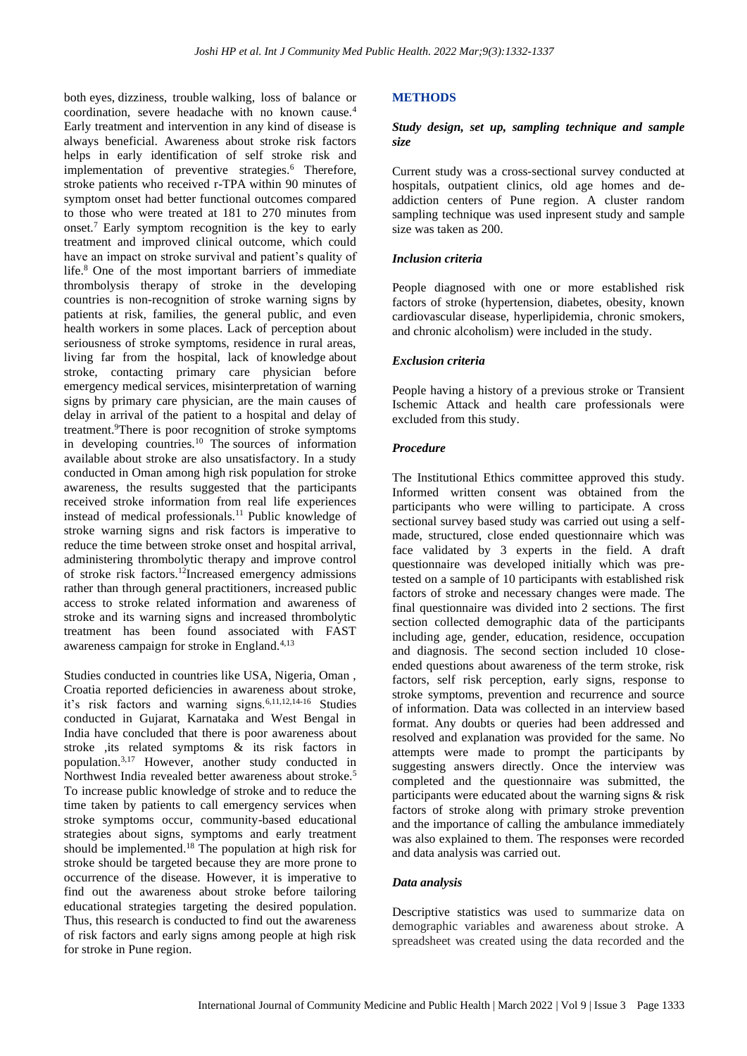both eyes, dizziness, trouble walking, loss of balance or coordination, severe headache with no known cause.[4] Early treatment and intervention in any kind of disease is always beneficial. Awareness about stroke risk factors helps in early identification of self stroke risk and implementation of preventive strategies.[6] Therefore, stroke patients who received r-TPA within 90 minutes of symptom onset had better functional outcomes compared to those who were treated at 181 to 270 minutes from onset.[7] Early symptom recognition is the key to early treatment and improved clinical outcome, which could have an impact on stroke survival and patient's quality of life.[8] One of the most important barriers of immediate thrombolysis therapy of stroke in the developing countries is non-recognition of stroke warning signs by patients at risk, families, the general public, and even health workers in some places. Lack of perception about seriousness of stroke symptoms, residence in rural areas, living far from the hospital, lack of knowledge about stroke, contacting primary care physician before emergency medical services, misinterpretation of warning signs by primary care physician, are the main causes of delay in arrival of the patient to a hospital and delay of treatment.[9]There is poor recognition of stroke symptoms in developing countries.[10] The sources of information available about stroke are also unsatisfactory. In a study conducted in Oman among high risk population for stroke awareness, the results suggested that the participants received stroke information from real life experiences instead of medical professionals.[11] Public knowledge of stroke warning signs and risk factors is imperative to reduce the time between stroke onset and hospital arrival, administering thrombolytic therapy and improve control of stroke risk factors.[12]Increased emergency admissions rather than through general practitioners, increased public access to stroke related information and awareness of stroke and its warning signs and increased thrombolytic treatment has been found associated with FAST awareness campaign for stroke in England.[4,13]

Studies conducted in countries like USA, Nigeria, Oman , Croatia reported deficiencies in awareness about stroke, it's risk factors and warning signs.[6,11,12,14-16] Studies conducted in Gujarat, Karnataka and West Bengal in India have concluded that there is poor awareness about stroke ,its related symptoms & its risk factors in population.[3,17] However, another study conducted in Northwest India revealed better awareness about stroke.[5] To increase public knowledge of stroke and to reduce the time taken by patients to call emergency services when stroke symptoms occur, community-based educational strategies about signs, symptoms and early treatment should be implemented.[18] The population at high risk for stroke should be targeted because they are more prone to occurrence of the disease. However, it is imperative to find out the awareness about stroke before tailoring educational strategies targeting the desired population. Thus, this research is conducted to find out the awareness of risk factors and early signs among people at high risk for stroke in Pune region.

## METHODS

### *Study design, set up, sampling technique and sample size*

Current study was a cross-sectional survey conducted at hospitals, outpatient clinics, old age homes and de-addiction centers of Pune region. A cluster random sampling technique was used inpresent study and sample size was taken as 200.

### *Inclusion criteria*

People diagnosed with one or more established risk factors of stroke (hypertension, diabetes, obesity, known cardiovascular disease, hyperlipidemia, chronic smokers, and chronic alcoholism) were included in the study.

### *Exclusion criteria*

People having a history of a previous stroke or Transient Ischemic Attack and health care professionals were excluded from this study.

### *Procedure*

The Institutional Ethics committee approved this study. Informed written consent was obtained from the participants who were willing to participate. A cross sectional survey based study was carried out using a self-made, structured, close ended questionnaire which was face validated by 3 experts in the field. A draft questionnaire was developed initially which was pre-tested on a sample of 10 participants with established risk factors of stroke and necessary changes were made. The final questionnaire was divided into 2 sections. The first section collected demographic data of the participants including age, gender, education, residence, occupation and diagnosis. The second section included 10 close-ended questions about awareness of the term stroke, risk factors, self risk perception, early signs, response to stroke symptoms, prevention and recurrence and source of information. Data was collected in an interview based format. Any doubts or queries had been addressed and resolved and explanation was provided for the same. No attempts were made to prompt the participants by suggesting answers directly. Once the interview was completed and the questionnaire was submitted, the participants were educated about the warning signs & risk factors of stroke along with primary stroke prevention and the importance of calling the ambulance immediately was also explained to them. The responses were recorded and data analysis was carried out.

### *Data analysis*

Descriptive statistics was used to summarize data on demographic variables and awareness about stroke. A spreadsheet was created using the data recorded and the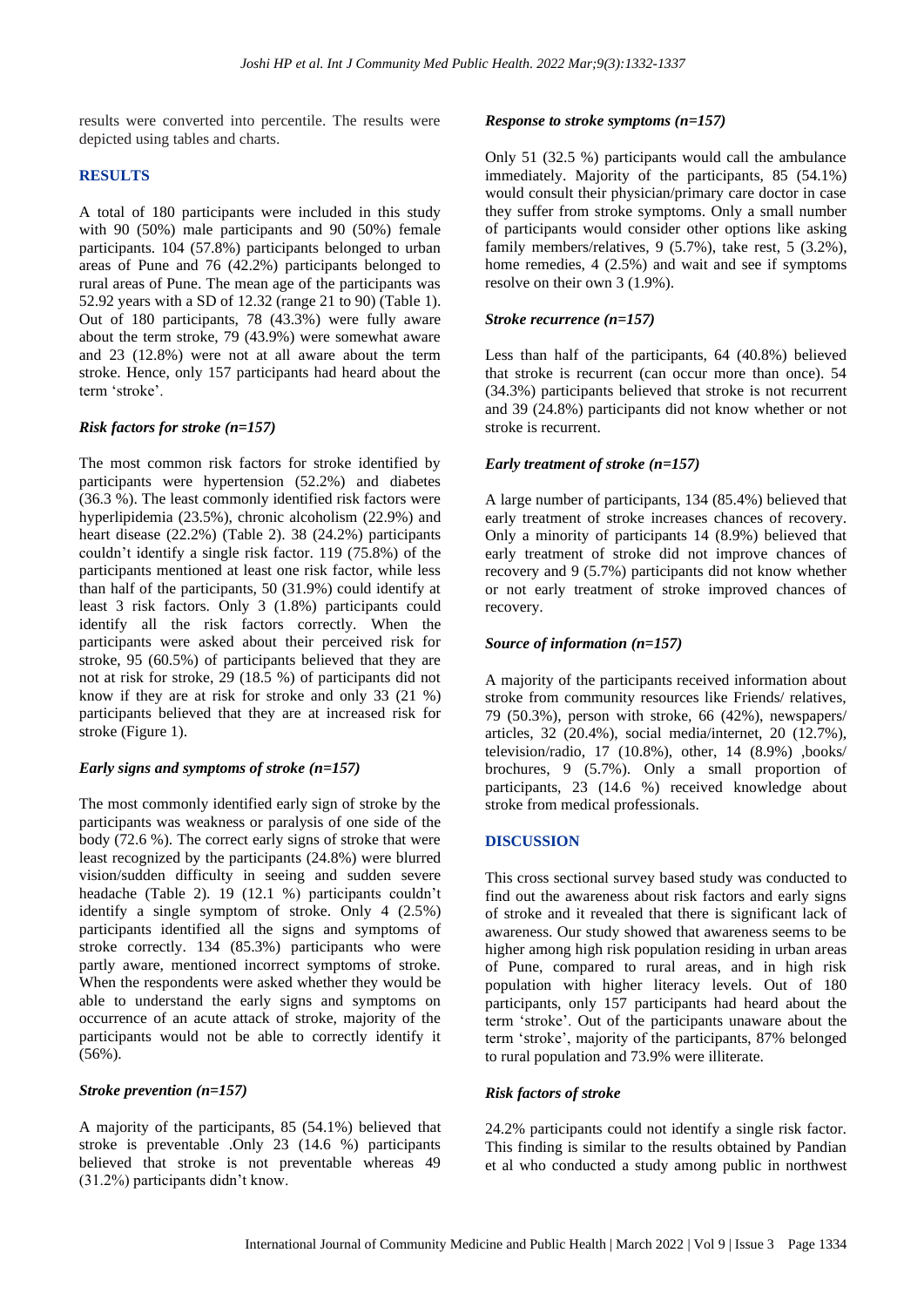results were converted into percentile. The results were depicted using tables and charts.

## RESULTS

A total of 180 participants were included in this study with 90 (50%) male participants and 90 (50%) female participants. 104 (57.8%) participants belonged to urban areas of Pune and 76 (42.2%) participants belonged to rural areas of Pune. The mean age of the participants was 52.92 years with a SD of 12.32 (range 21 to 90) (Table 1). Out of 180 participants, 78 (43.3%) were fully aware about the term stroke, 79 (43.9%) were somewhat aware and 23 (12.8%) were not at all aware about the term stroke. Hence, only 157 participants had heard about the term 'stroke'.

### *Risk factors for stroke (n=157)*

The most common risk factors for stroke identified by participants were hypertension (52.2%) and diabetes (36.3 %). The least commonly identified risk factors were hyperlipidemia (23.5%), chronic alcoholism (22.9%) and heart disease (22.2%) (Table 2). 38 (24.2%) participants couldn't identify a single risk factor. 119 (75.8%) of the participants mentioned at least one risk factor, while less than half of the participants, 50 (31.9%) could identify at least 3 risk factors. Only 3 (1.8%) participants could identify all the risk factors correctly. When the participants were asked about their perceived risk for stroke, 95 (60.5%) of participants believed that they are not at risk for stroke, 29 (18.5 %) of participants did not know if they are at risk for stroke and only 33 (21 %) participants believed that they are at increased risk for stroke (Figure 1).

### *Early signs and symptoms of stroke (n=157)*

The most commonly identified early sign of stroke by the participants was weakness or paralysis of one side of the body (72.6 %). The correct early signs of stroke that were least recognized by the participants (24.8%) were blurred vision/sudden difficulty in seeing and sudden severe headache (Table 2). 19 (12.1 %) participants couldn't identify a single symptom of stroke. Only 4 (2.5%) participants identified all the signs and symptoms of stroke correctly. 134 (85.3%) participants who were partly aware, mentioned incorrect symptoms of stroke. When the respondents were asked whether they would be able to understand the early signs and symptoms on occurrence of an acute attack of stroke, majority of the participants would not be able to correctly identify it (56%).

### *Stroke prevention (n=157)*

A majority of the participants, 85 (54.1%) believed that stroke is preventable .Only 23 (14.6 %) participants believed that stroke is not preventable whereas 49 (31.2%) participants didn't know.

### *Response to stroke symptoms (n=157)*

Only 51 (32.5 %) participants would call the ambulance immediately. Majority of the participants, 85 (54.1%) would consult their physician/primary care doctor in case they suffer from stroke symptoms. Only a small number of participants would consider other options like asking family members/relatives, 9 (5.7%), take rest, 5 (3.2%), home remedies, 4 (2.5%) and wait and see if symptoms resolve on their own 3 (1.9%).

### *Stroke recurrence (n=157)*

Less than half of the participants, 64 (40.8%) believed that stroke is recurrent (can occur more than once). 54 (34.3%) participants believed that stroke is not recurrent and 39 (24.8%) participants did not know whether or not stroke is recurrent.

### *Early treatment of stroke (n=157)*

A large number of participants, 134 (85.4%) believed that early treatment of stroke increases chances of recovery. Only a minority of participants 14 (8.9%) believed that early treatment of stroke did not improve chances of recovery and 9 (5.7%) participants did not know whether or not early treatment of stroke improved chances of recovery.

### *Source of information (n=157)*

A majority of the participants received information about stroke from community resources like Friends/ relatives, 79 (50.3%), person with stroke, 66 (42%), newspapers/ articles, 32 (20.4%), social media/internet, 20 (12.7%), television/radio, 17 (10.8%), other, 14 (8.9%) ,books/ brochures, 9 (5.7%). Only a small proportion of participants, 23 (14.6 %) received knowledge about stroke from medical professionals.

## DISCUSSION

This cross sectional survey based study was conducted to find out the awareness about risk factors and early signs of stroke and it revealed that there is significant lack of awareness. Our study showed that awareness seems to be higher among high risk population residing in urban areas of Pune, compared to rural areas, and in high risk population with higher literacy levels. Out of 180 participants, only 157 participants had heard about the term 'stroke'. Out of the participants unaware about the term 'stroke', majority of the participants, 87% belonged to rural population and 73.9% were illiterate.

### *Risk factors of stroke*

24.2% participants could not identify a single risk factor. This finding is similar to the results obtained by Pandian et al who conducted a study among public in northwest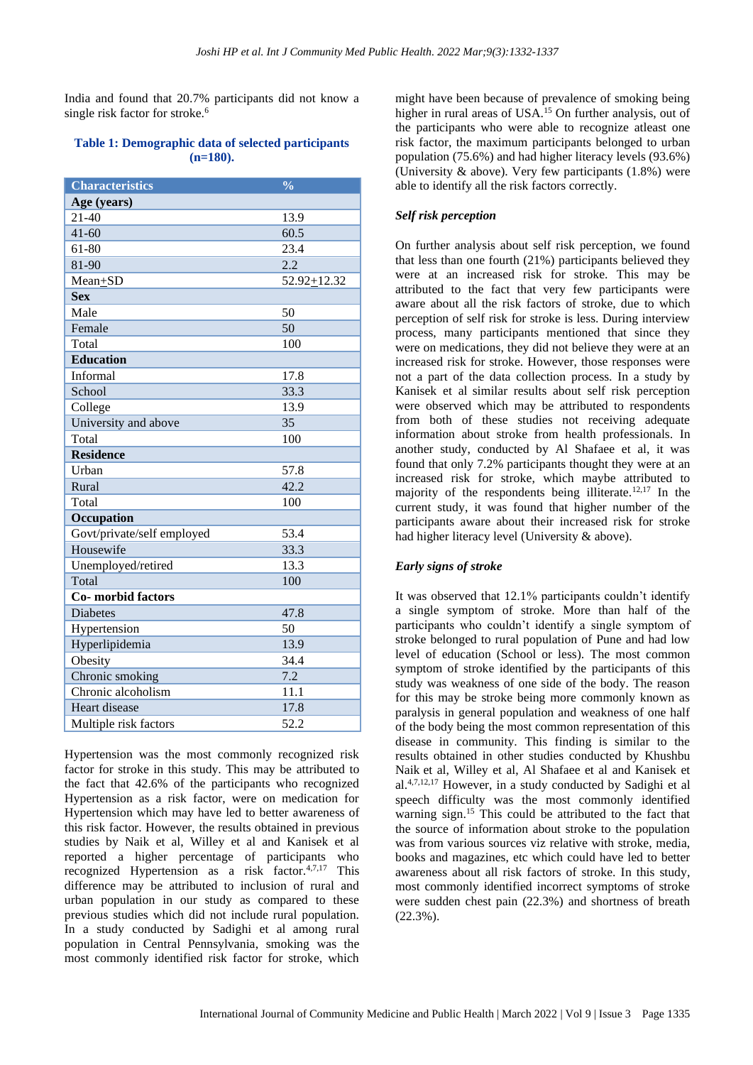India and found that 20.7% participants did not know a single risk factor for stroke.[6]

**Table 1: Demographic data of selected participants (n=180).**

| Characteristics | % |
|---|---|
| **Age (years)** | |
| 21-40 | 13.9 |
| 41-60 | 60.5 |
| 61-80 | 23.4 |
| 81-90 | 2.2 |
| Mean±SD | 52.92±12.32 |
| **Sex** | |
| Male | 50 |
| Female | 50 |
| Total | 100 |
| **Education** | |
| Informal | 17.8 |
| School | 33.3 |
| College | 13.9 |
| University and above | 35 |
| Total | 100 |
| **Residence** | |
| Urban | 57.8 |
| Rural | 42.2 |
| Total | 100 |
| **Occupation** | |
| Govt/private/self employed | 53.4 |
| Housewife | 33.3 |
| Unemployed/retired | 13.3 |
| Total | 100 |
| **Co- morbid factors** | |
| Diabetes | 47.8 |
| Hypertension | 50 |
| Hyperlipidemia | 13.9 |
| Obesity | 34.4 |
| Chronic smoking | 7.2 |
| Chronic alcoholism | 11.1 |
| Heart disease | 17.8 |
| Multiple risk factors | 52.2 |

Hypertension was the most commonly recognized risk factor for stroke in this study. This may be attributed to the fact that 42.6% of the participants who recognized Hypertension as a risk factor, were on medication for Hypertension which may have led to better awareness of this risk factor. However, the results obtained in previous studies by Naik et al, Willey et al and Kanisek et al reported a higher percentage of participants who recognized Hypertension as a risk factor.[4,7,17] This difference may be attributed to inclusion of rural and urban population in our study as compared to these previous studies which did not include rural population. In a study conducted by Sadighi et al among rural population in Central Pennsylvania, smoking was the most commonly identified risk factor for stroke, which might have been because of prevalence of smoking being higher in rural areas of USA.[15] On further analysis, out of the participants who were able to recognize atleast one risk factor, the maximum participants belonged to urban population (75.6%) and had higher literacy levels (93.6%) (University & above). Very few participants (1.8%) were able to identify all the risk factors correctly.

### *Self risk perception*

On further analysis about self risk perception, we found that less than one fourth (21%) participants believed they were at an increased risk for stroke. This may be attributed to the fact that very few participants were aware about all the risk factors of stroke, due to which perception of self risk for stroke is less. During interview process, many participants mentioned that since they were on medications, they did not believe they were at an increased risk for stroke. However, those responses were not a part of the data collection process. In a study by Kanisek et al similar results about self risk perception were observed which may be attributed to respondents from both of these studies not receiving adequate information about stroke from health professionals. In another study, conducted by Al Shafaee et al, it was found that only 7.2% participants thought they were at an increased risk for stroke, which maybe attributed to majority of the respondents being illiterate.[12,17] In the current study, it was found that higher number of the participants aware about their increased risk for stroke had higher literacy level (University & above).

### *Early signs of stroke*

It was observed that 12.1% participants couldn't identify a single symptom of stroke. More than half of the participants who couldn't identify a single symptom of stroke belonged to rural population of Pune and had low level of education (School or less). The most common symptom of stroke identified by the participants of this study was weakness of one side of the body. The reason for this may be stroke being more commonly known as paralysis in general population and weakness of one half of the body being the most common representation of this disease in community. This finding is similar to the results obtained in other studies conducted by Khushbu Naik et al, Willey et al, Al Shafaee et al and Kanisek et al.[4,7,12,17] However, in a study conducted by Sadighi et al speech difficulty was the most commonly identified warning sign.[15] This could be attributed to the fact that the source of information about stroke to the population was from various sources viz relative with stroke, media, books and magazines, etc which could have led to better awareness about all risk factors of stroke. In this study, most commonly identified incorrect symptoms of stroke were sudden chest pain (22.3%) and shortness of breath (22.3%).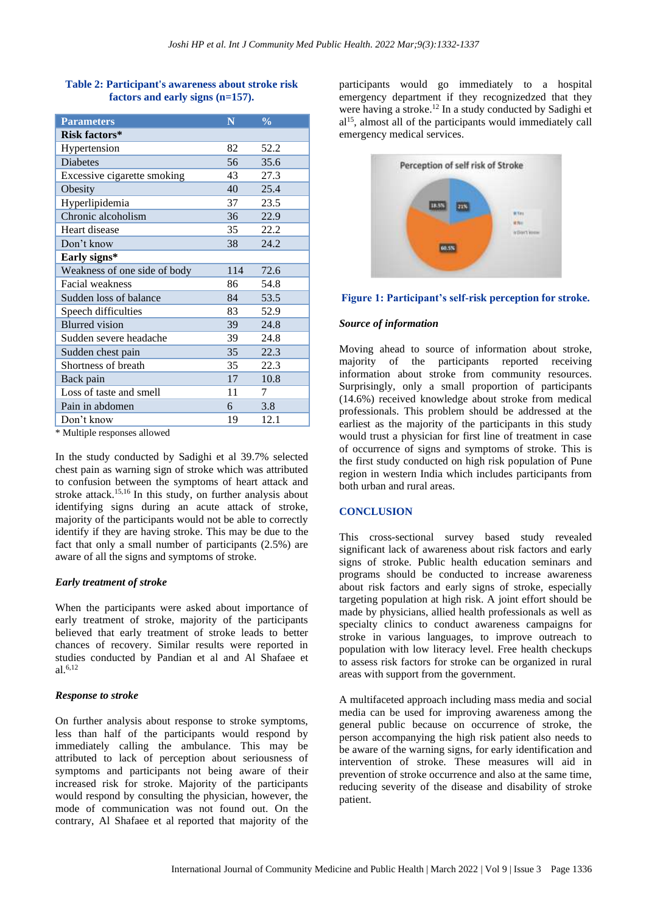Table 2: Participant's awareness about stroke risk factors and early signs (n=157).

| Parameters | N | % |
|---|---|---|
| **Risk factors*** | | |
| Hypertension | 82 | 52.2 |
| Diabetes | 56 | 35.6 |
| Excessive cigarette smoking | 43 | 27.3 |
| Obesity | 40 | 25.4 |
| Hyperlipidemia | 37 | 23.5 |
| Chronic alcoholism | 36 | 22.9 |
| Heart disease | 35 | 22.2 |
| Don't know | 38 | 24.2 |
| **Early signs*** | | |
| Weakness of one side of body | 114 | 72.6 |
| Facial weakness | 86 | 54.8 |
| Sudden loss of balance | 84 | 53.5 |
| Speech difficulties | 83 | 52.9 |
| Blurred vision | 39 | 24.8 |
| Sudden severe headache | 39 | 24.8 |
| Sudden chest pain | 35 | 22.3 |
| Shortness of breath | 35 | 22.3 |
| Back pain | 17 | 10.8 |
| Loss of taste and smell | 11 | 7 |
| Pain in abdomen | 6 | 3.8 |
| Don't know | 19 | 12.1 |

\* Multiple responses allowed

In the study conducted by Sadighi et al 39.7% selected chest pain as warning sign of stroke which was attributed to confusion between the symptoms of heart attack and stroke attack.[15,16] In this study, on further analysis about identifying signs during an acute attack of stroke, majority of the participants would not be able to correctly identify if they are having stroke. This may be due to the fact that only a small number of participants (2.5%) are aware of all the signs and symptoms of stroke.

### *Early treatment of stroke*

When the participants were asked about importance of early treatment of stroke, majority of the participants believed that early treatment of stroke leads to better chances of recovery. Similar results were reported in studies conducted by Pandian et al and Al Shafaee et al.[6,12]

### *Response to stroke*

On further analysis about response to stroke symptoms, less than half of the participants would respond by immediately calling the ambulance. This may be attributed to lack of perception about seriousness of symptoms and participants not being aware of their increased risk for stroke. Majority of the participants would respond by consulting the physician, however, the mode of communication was not found out. On the contrary, Al Shafaee et al reported that majority of the participants would go immediately to a hospital emergency department if they recognizedzed that they were having a stroke.[12] In a study conducted by Sadighi et al[15], almost all of the participants would immediately call emergency medical services.

Figure 1: Participant's self-risk perception for stroke.

### *Source of information*

Moving ahead to source of information about stroke, majority of the participants reported receiving information about stroke from community resources. Surprisingly, only a small proportion of participants (14.6%) received knowledge about stroke from medical professionals. This problem should be addressed at the earliest as the majority of the participants in this study would trust a physician for first line of treatment in case of occurrence of signs and symptoms of stroke. This is the first study conducted on high risk population of Pune region in western India which includes participants from both urban and rural areas.

## CONCLUSION

This cross-sectional survey based study revealed significant lack of awareness about risk factors and early signs of stroke. Public health education seminars and programs should be conducted to increase awareness about risk factors and early signs of stroke, especially targeting population at high risk. A joint effort should be made by physicians, allied health professionals as well as specialty clinics to conduct awareness campaigns for stroke in various languages, to improve outreach to population with low literacy level. Free health checkups to assess risk factors for stroke can be organized in rural areas with support from the government.

A multifaceted approach including mass media and social media can be used for improving awareness among the general public because on occurrence of stroke, the person accompanying the high risk patient also needs to be aware of the warning signs, for early identification and intervention of stroke. These measures will aid in prevention of stroke occurrence and also at the same time, reducing severity of the disease and disability of stroke patient.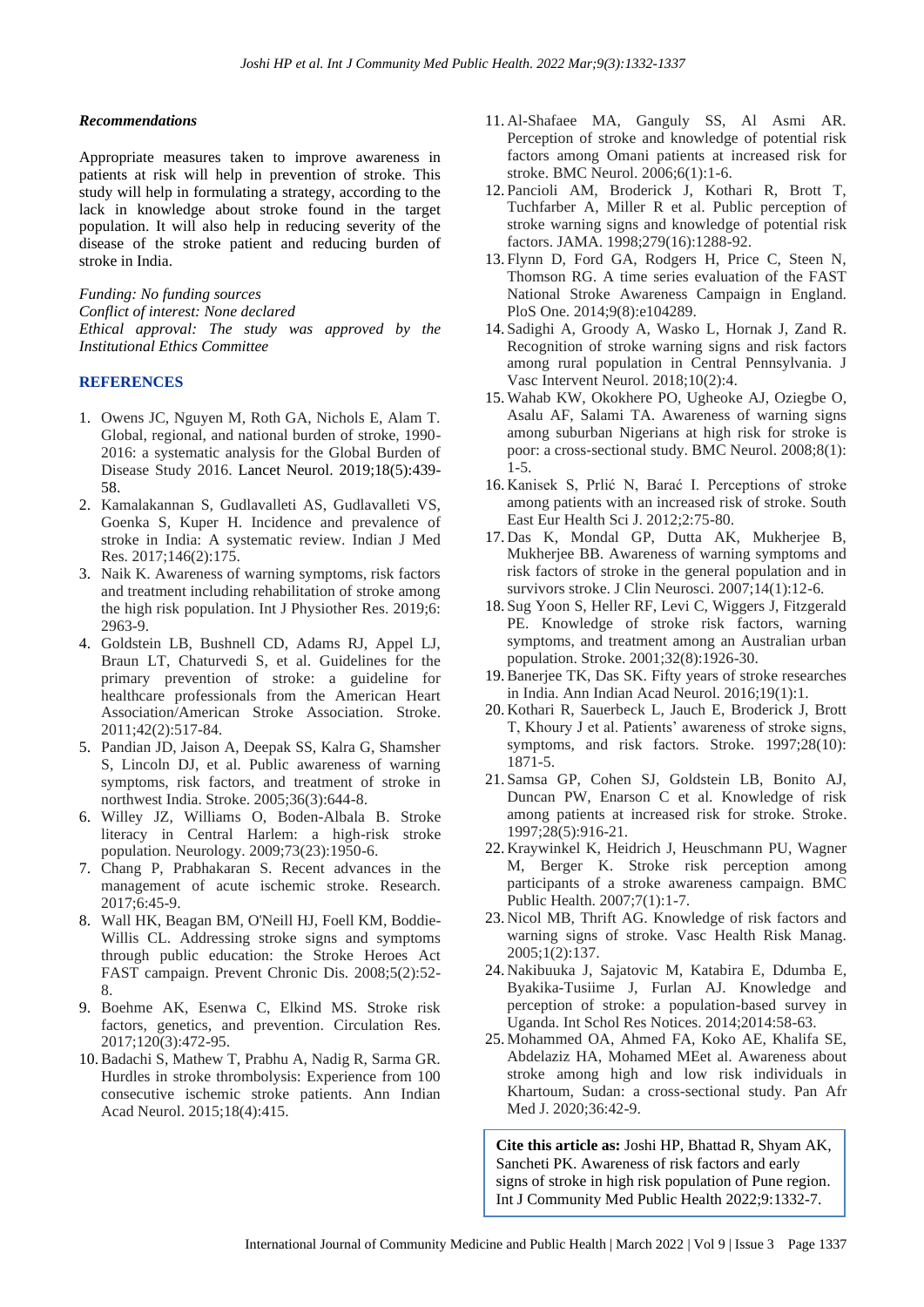### Recommendations

Appropriate measures taken to improve awareness in patients at risk will help in prevention of stroke. This study will help in formulating a strategy, according to the lack in knowledge about stroke found in the target population. It will also help in reducing severity of the disease of the stroke patient and reducing burden of stroke in India.

*Funding: No funding sources*
*Conflict of interest: None declared*
*Ethical approval: The study was approved by the Institutional Ethics Committee*

## REFERENCES

1. Owens JC, Nguyen M, Roth GA, Nichols E, Alam T. Global, regional, and national burden of stroke, 1990-2016: a systematic analysis for the Global Burden of Disease Study 2016. Lancet Neurol. 2019;18(5):439-58.
2. Kamalakannan S, Gudlavalleti AS, Gudlavalleti VS, Goenka S, Kuper H. Incidence and prevalence of stroke in India: A systematic review. Indian J Med Res. 2017;146(2):175.
3. Naik K. Awareness of warning symptoms, risk factors and treatment including rehabilitation of stroke among the high risk population. Int J Physiother Res. 2019;6: 2963-9.
4. Goldstein LB, Bushnell CD, Adams RJ, Appel LJ, Braun LT, Chaturvedi S, et al. Guidelines for the primary prevention of stroke: a guideline for healthcare professionals from the American Heart Association/American Stroke Association. Stroke. 2011;42(2):517-84.
5. Pandian JD, Jaison A, Deepak SS, Kalra G, Shamsher S, Lincoln DJ, et al. Public awareness of warning symptoms, risk factors, and treatment of stroke in northwest India. Stroke. 2005;36(3):644-8.
6. Willey JZ, Williams O, Boden-Albala B. Stroke literacy in Central Harlem: a high-risk stroke population. Neurology. 2009;73(23):1950-6.
7. Chang P, Prabhakaran S. Recent advances in the management of acute ischemic stroke. Research. 2017;6:45-9.
8. Wall HK, Beagan BM, O'Neill HJ, Foell KM, Boddie-Willis CL. Addressing stroke signs and symptoms through public education: the Stroke Heroes Act FAST campaign. Prevent Chronic Dis. 2008;5(2):52-8.
9. Boehme AK, Esenwa C, Elkind MS. Stroke risk factors, genetics, and prevention. Circulation Res. 2017;120(3):472-95.
10. Badachi S, Mathew T, Prabhu A, Nadig R, Sarma GR. Hurdles in stroke thrombolysis: Experience from 100 consecutive ischemic stroke patients. Ann Indian Acad Neurol. 2015;18(4):415.
11. Al-Shafaee MA, Ganguly SS, Al Asmi AR. Perception of stroke and knowledge of potential risk factors among Omani patients at increased risk for stroke. BMC Neurol. 2006;6(1):1-6.
12. Pancioli AM, Broderick J, Kothari R, Brott T, Tuchfarber A, Miller R et al. Public perception of stroke warning signs and knowledge of potential risk factors. JAMA. 1998;279(16):1288-92.
13. Flynn D, Ford GA, Rodgers H, Price C, Steen N, Thomson RG. A time series evaluation of the FAST National Stroke Awareness Campaign in England. PloS One. 2014;9(8):e104289.
14. Sadighi A, Groody A, Wasko L, Hornak J, Zand R. Recognition of stroke warning signs and risk factors among rural population in Central Pennsylvania. J Vasc Intervent Neurol. 2018;10(2):4.
15. Wahab KW, Okokhere PO, Ugheoke AJ, Oziegbe O, Asalu AF, Salami TA. Awareness of warning signs among suburban Nigerians at high risk for stroke is poor: a cross-sectional study. BMC Neurol. 2008;8(1): 1-5.
16. Kanisek S, Prlić N, Barać I. Perceptions of stroke among patients with an increased risk of stroke. South East Eur Health Sci J. 2012;2:75-80.
17. Das K, Mondal GP, Dutta AK, Mukherjee B, Mukherjee BB. Awareness of warning symptoms and risk factors of stroke in the general population and in survivors stroke. J Clin Neurosci. 2007;14(1):12-6.
18. Sug Yoon S, Heller RF, Levi C, Wiggers J, Fitzgerald PE. Knowledge of stroke risk factors, warning symptoms, and treatment among an Australian urban population. Stroke. 2001;32(8):1926-30.
19. Banerjee TK, Das SK. Fifty years of stroke researches in India. Ann Indian Acad Neurol. 2016;19(1):1.
20. Kothari R, Sauerbeck L, Jauch E, Broderick J, Brott T, Khoury J et al. Patients' awareness of stroke signs, symptoms, and risk factors. Stroke. 1997;28(10): 1871-5.
21. Samsa GP, Cohen SJ, Goldstein LB, Bonito AJ, Duncan PW, Enarson C et al. Knowledge of risk among patients at increased risk for stroke. Stroke. 1997;28(5):916-21.
22. Kraywinkel K, Heidrich J, Heuschmann PU, Wagner M, Berger K. Stroke risk perception among participants of a stroke awareness campaign. BMC Public Health. 2007;7(1):1-7.
23. Nicol MB, Thrift AG. Knowledge of risk factors and warning signs of stroke. Vasc Health Risk Manag. 2005;1(2):137.
24. Nakibuuka J, Sajatovic M, Katabira E, Ddumba E, Byakika-Tusiime J, Furlan AJ. Knowledge and perception of stroke: a population-based survey in Uganda. Int Schol Res Notices. 2014;2014:58-63.
25. Mohammed OA, Ahmed FA, Koko AE, Khalifa SE, Abdelaziz HA, Mohamed MEet al. Awareness about stroke among high and low risk individuals in Khartoum, Sudan: a cross-sectional study. Pan Afr Med J. 2020;36:42-9.

**Cite this article as:** Joshi HP, Bhattad R, Shyam AK, Sancheti PK. Awareness of risk factors and early signs of stroke in high risk population of Pune region. Int J Community Med Public Health 2022;9:1332-7.